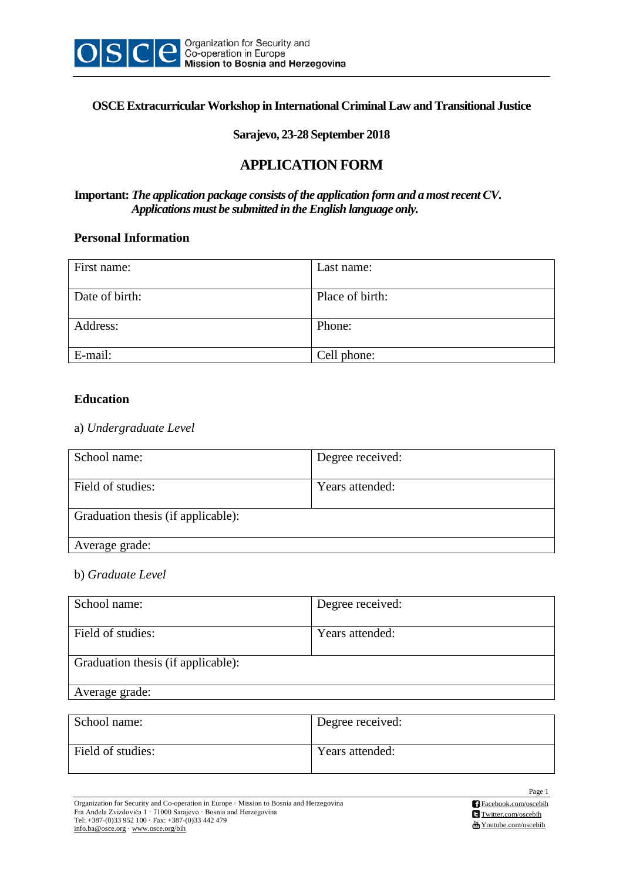**OSCE Extracurricular Workshop in International Criminal Law and Transitional Justice**

**Sarajevo, 23-28 September 2018**

# APPLICATION FORM

**Important:** ***The application package consists of the application form and a most recent CV. Applications must be submitted in the English language only.***

## Personal Information

| First name: | Last name: |
|---|---|
| Date of birth: | Place of birth: |
| Address: | Phone: |
| E-mail: | Cell phone: |

## Education

a) *Undergraduate Level*

| School name: | Degree received: |
|---|---|
| Field of studies: | Years attended: |
| Graduation thesis (if applicable): | |
| Average grade: | |

b) *Graduate Level*

| School name: | Degree received: |
|---|---|
| Field of studies: | Years attended: |
| Graduation thesis (if applicable): | |
| Average grade: | |

| School name: | Degree received: |
|---|---|
| Field of studies: | Years attended: |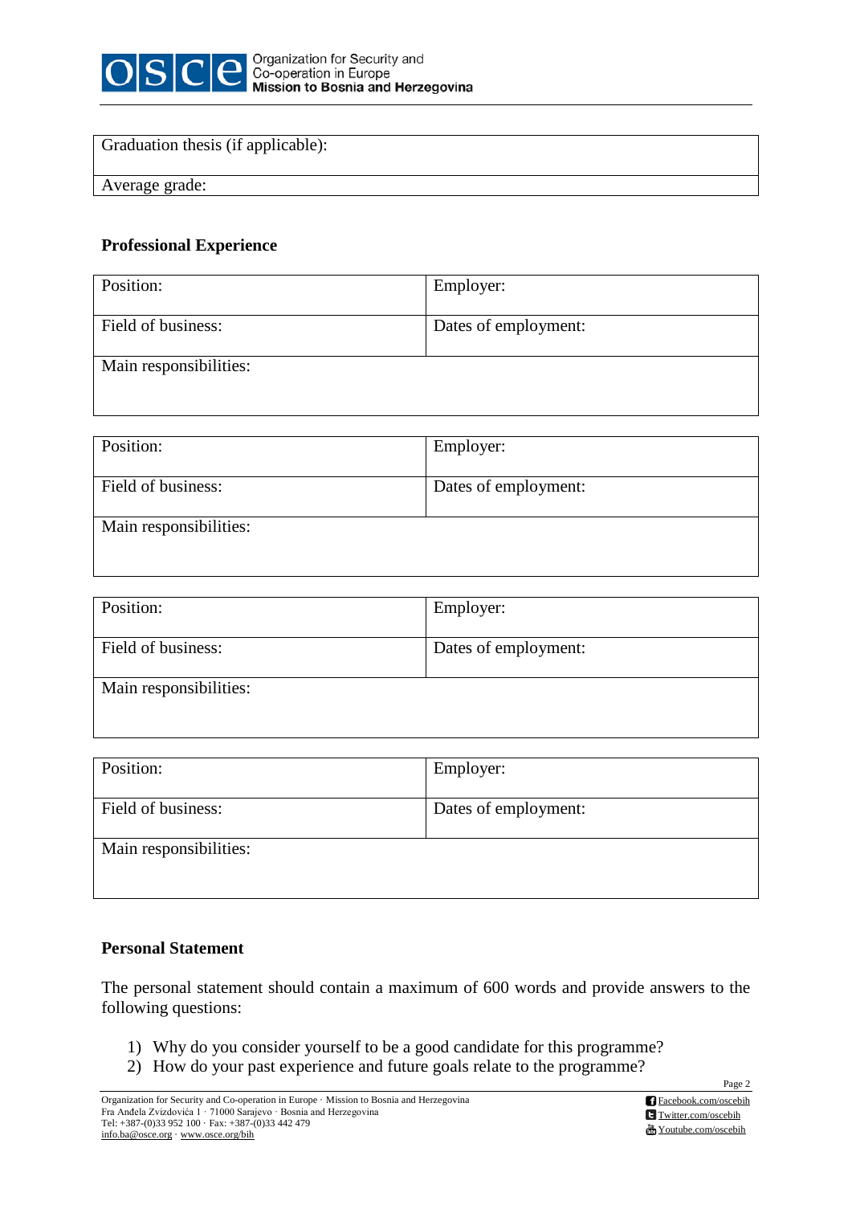| Graduation thesis (if applicable): |
| --- |
| Average grade: |

**Professional Experience**

| Position: | Employer: |
| --- | --- |
| Field of business: | Dates of employment: |
| Main responsibilities: | |

| Position: | Employer: |
| --- | --- |
| Field of business: | Dates of employment: |
| Main responsibilities: | |

| Position: | Employer: |
| --- | --- |
| Field of business: | Dates of employment: |
| Main responsibilities: | |

| Position: | Employer: |
| --- | --- |
| Field of business: | Dates of employment: |
| Main responsibilities: | |

**Personal Statement**

The personal statement should contain a maximum of 600 words and provide answers to the following questions:

1) Why do you consider yourself to be a good candidate for this programme?
2) How do your past experience and future goals relate to the programme?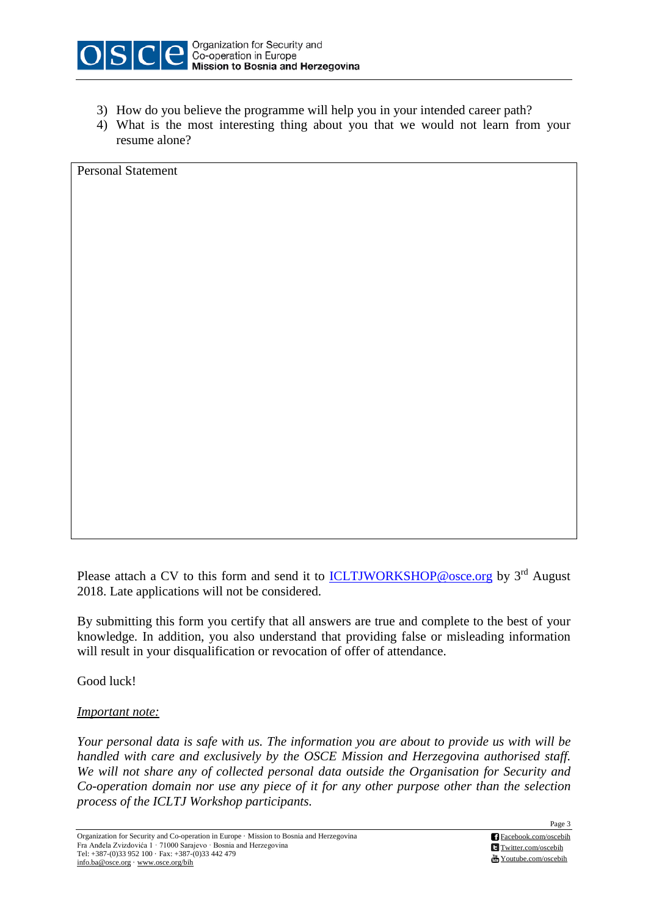3) How do you believe the programme will help you in your intended career path?
4) What is the most interesting thing about you that we would not learn from your resume alone?

| Personal Statement |
| --- |
| |

Please attach a CV to this form and send it to ICLTJWORKSHOP@osce.org by 3rd August 2018. Late applications will not be considered.

By submitting this form you certify that all answers are true and complete to the best of your knowledge. In addition, you also understand that providing false or misleading information will result in your disqualification or revocation of offer of attendance.

Good luck!

*Important note:*

*Your personal data is safe with us. The information you are about to provide us with will be handled with care and exclusively by the OSCE Mission and Herzegovina authorised staff. We will not share any of collected personal data outside the Organisation for Security and Co-operation domain nor use any piece of it for any other purpose other than the selection process of the ICLTJ Workshop participants.*